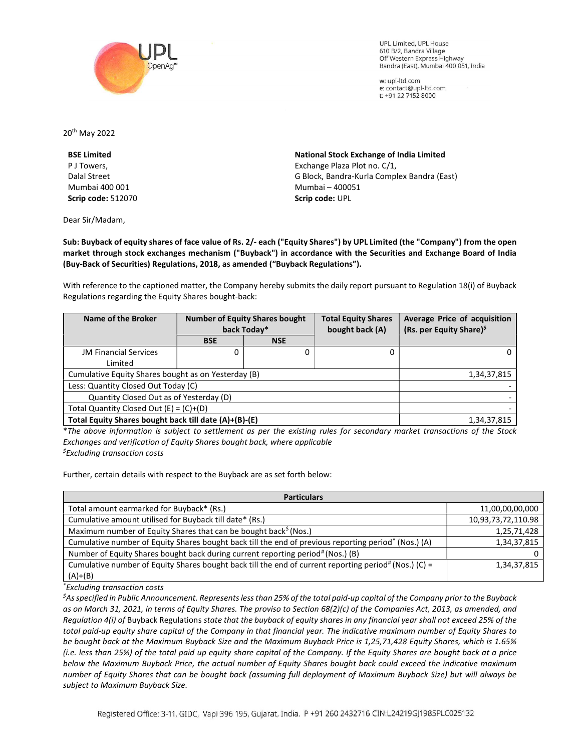UPL Limited, UPL House
610 B/2, Bandra Village
Off Western Express Highway
Bandra (East), Mumbai 400 051, India

w: upl-ltd.com
e: contact@upl-ltd.com
t: +91 22 7152 8000

20th May 2022

**BSE Limited**
P J Towers,
Dalal Street
Mumbai 400 001
**Scrip code:** 512070

**National Stock Exchange of India Limited**
Exchange Plaza Plot no. C/1,
G Block, Bandra-Kurla Complex Bandra (East)
Mumbai – 400051
**Scrip code:** UPL

Dear Sir/Madam,

**Sub: Buyback of equity shares of face value of Rs. 2/- each ("Equity Shares") by UPL Limited (the "Company") from the open market through stock exchanges mechanism ("Buyback") in accordance with the Securities and Exchange Board of India (Buy-Back of Securities) Regulations, 2018, as amended ("Buyback Regulations").**

With reference to the captioned matter, the Company hereby submits the daily report pursuant to Regulation 18(i) of Buyback Regulations regarding the Equity Shares bought-back:

| Name of the Broker | Number of Equity Shares bought back Today* | | Total Equity Shares bought back (A) | Average Price of acquisition (Rs. per Equity Share)$ |
|---|---|---|---|---|
| | BSE | NSE | | |
| JM Financial Services Limited | 0 | 0 | 0 | 0 |
| Cumulative Equity Shares bought as on Yesterday (B) | | | | 1,34,37,815 |
| Less: Quantity Closed Out Today (C) | | | | - |
| Quantity Closed Out as of Yesterday (D) | | | | - |
| Total Quantity Closed Out (E) = (C)+(D) | | | | - |
| **Total Equity Shares bought back till date (A)+(B)-(E)** | | | | 1,34,37,815 |

\**The above information is subject to settlement as per the existing rules for secondary market transactions of the Stock Exchanges and verification of Equity Shares bought back, where applicable*
$*Excluding transaction costs*

Further, certain details with respect to the Buyback are as set forth below:

| Particulars | |
|---|---|
| Total amount earmarked for Buyback* (Rs.) | 11,00,00,00,000 |
| Cumulative amount utilised for Buyback till date* (Rs.) | 10,93,73,72,110.98 |
| Maximum number of Equity Shares that can be bought back$ (Nos.) | 1,25,71,428 |
| Cumulative number of Equity Shares bought back till the end of previous reporting period^ (Nos.) (A) | 1,34,37,815 |
| Number of Equity Shares bought back during current reporting period# (Nos.) (B) | 0 |
| Cumulative number of Equity Shares bought back till the end of current reporting period# (Nos.) (C) = (A)+(B) | 1,34,37,815 |

*Excluding transaction costs*
$*As specified in Public Announcement. Represents less than 25% of the total paid-up capital of the Company prior to the Buyback as on March 31, 2021, in terms of Equity Shares. The proviso to Section 68(2)(c) of the Companies Act, 2013, as amended, and Regulation 4(i) of* Buyback Regulations *state that the buyback of equity shares in any financial year shall not exceed 25% of the total paid-up equity share capital of the Company in that financial year. The indicative maximum number of Equity Shares to be bought back at the Maximum Buyback Size and the Maximum Buyback Price is 1,25,71,428 Equity Shares, which is 1.65% (i.e. less than 25%) of the total paid up equity share capital of the Company. If the Equity Shares are bought back at a price below the Maximum Buyback Price, the actual number of Equity Shares bought back could exceed the indicative maximum number of Equity Shares that can be bought back (assuming full deployment of Maximum Buyback Size) but will always be subject to Maximum Buyback Size.*

Registered Office: 3-11, GIDC, Vapi 396 195, Gujarat, India. P +91 260 2432716 CIN:L24219GJ1985PLC025132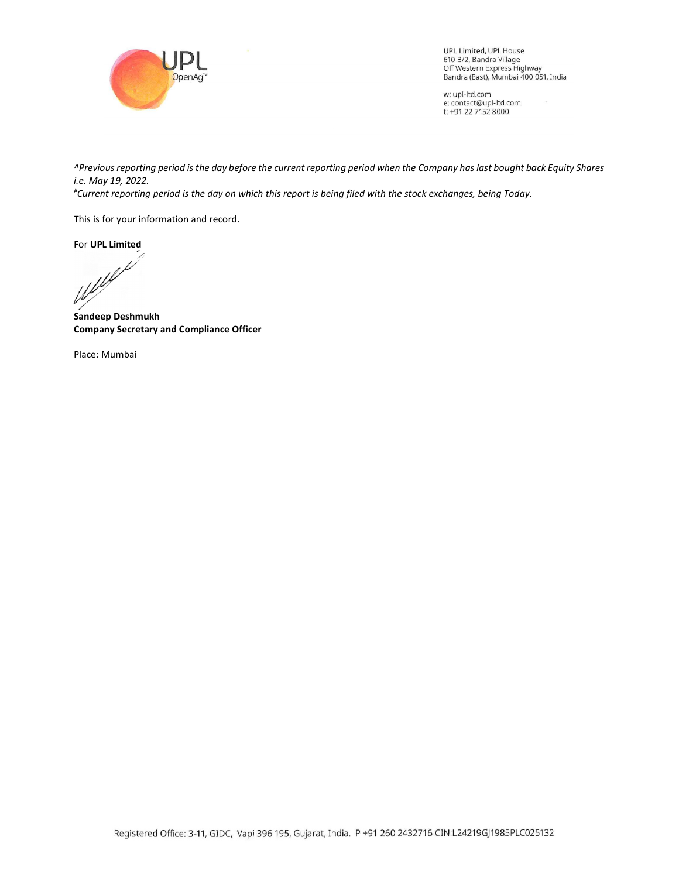*^Previous reporting period is the day before the current reporting period when the Company has last bought back Equity Shares i.e. May 19, 2022.*

*#Current reporting period is the day on which this report is being filed with the stock exchanges, being Today.*

This is for your information and record.

For **UPL Limited**

**Sandeep Deshmukh**
**Company Secretary and Compliance Officer**

Place: Mumbai